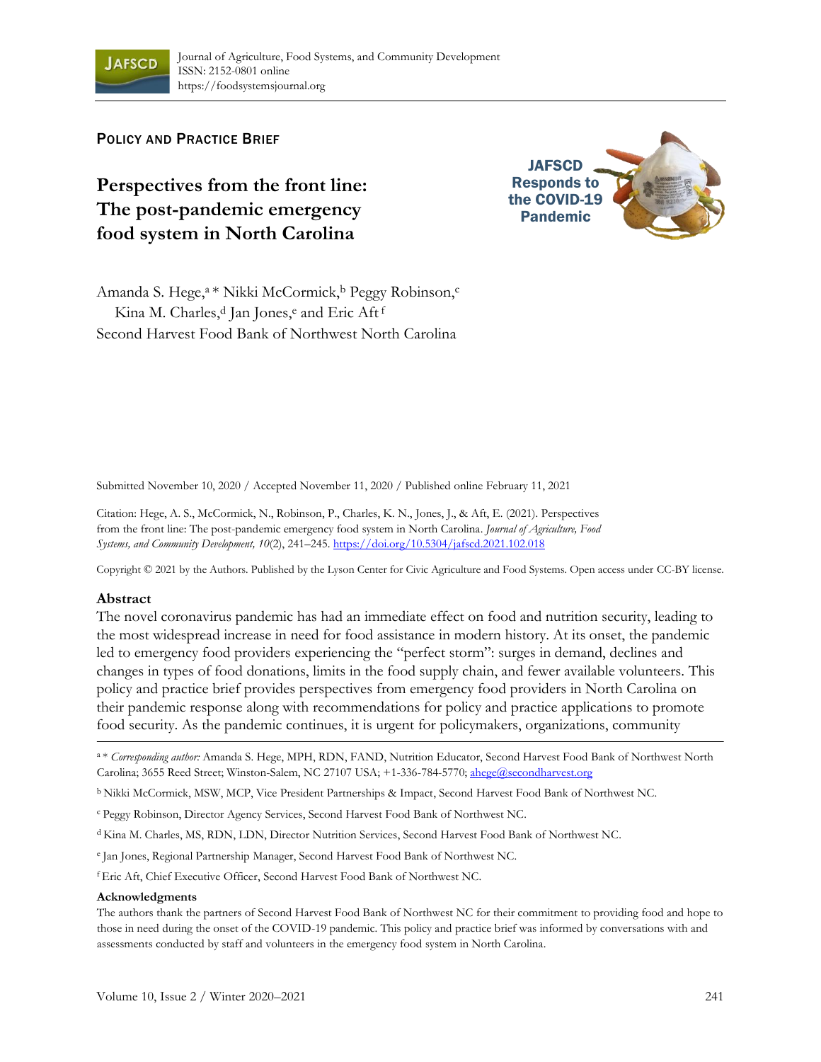POLICY AND PRACTICE BRIEF

# Perspectives from the front line: The post-pandemic emergency food system in North Carolina

JAFSCD Responds to the COVID-19 Pandemic

Amanda S. Hege,[a] * Nikki McCormick,[b] Peggy Robinson,[c] Kina M. Charles,[d] Jan Jones,[e] and Eric Aft[f]
Second Harvest Food Bank of Northwest North Carolina

Submitted November 10, 2020 / Accepted November 11, 2020 / Published online February 11, 2021

Citation: Hege, A. S., McCormick, N., Robinson, P., Charles, K. N., Jones, J., & Aft, E. (2021). Perspectives from the front line: The post-pandemic emergency food system in North Carolina. *Journal of Agriculture, Food Systems, and Community Development, 10*(2), 241–245. https://doi.org/10.5304/jafscd.2021.102.018

Copyright © 2021 by the Authors. Published by the Lyson Center for Civic Agriculture and Food Systems. Open access under CC-BY license.

## Abstract

The novel coronavirus pandemic has had an immediate effect on food and nutrition security, leading to the most widespread increase in need for food assistance in modern history. At its onset, the pandemic led to emergency food providers experiencing the "perfect storm": surges in demand, declines and changes in types of food donations, limits in the food supply chain, and fewer available volunteers. This policy and practice brief provides perspectives from emergency food providers in North Carolina on their pandemic response along with recommendations for policy and practice applications to promote food security. As the pandemic continues, it is urgent for policymakers, organizations, community

---

[a] * *Corresponding author:* Amanda S. Hege, MPH, RDN, FAND, Nutrition Educator, Second Harvest Food Bank of Northwest North Carolina; 3655 Reed Street; Winston-Salem, NC 27107 USA; +1-336-784-5770; ahege@secondharvest.org

[b] Nikki McCormick, MSW, MCP, Vice President Partnerships & Impact, Second Harvest Food Bank of Northwest NC.

[c] Peggy Robinson, Director Agency Services, Second Harvest Food Bank of Northwest NC.

[d] Kina M. Charles, MS, RDN, LDN, Director Nutrition Services, Second Harvest Food Bank of Northwest NC.

[e] Jan Jones, Regional Partnership Manager, Second Harvest Food Bank of Northwest NC.

[f] Eric Aft, Chief Executive Officer, Second Harvest Food Bank of Northwest NC.

**Acknowledgments**

The authors thank the partners of Second Harvest Food Bank of Northwest NC for their commitment to providing food and hope to those in need during the onset of the COVID-19 pandemic. This policy and practice brief was informed by conversations with and assessments conducted by staff and volunteers in the emergency food system in North Carolina.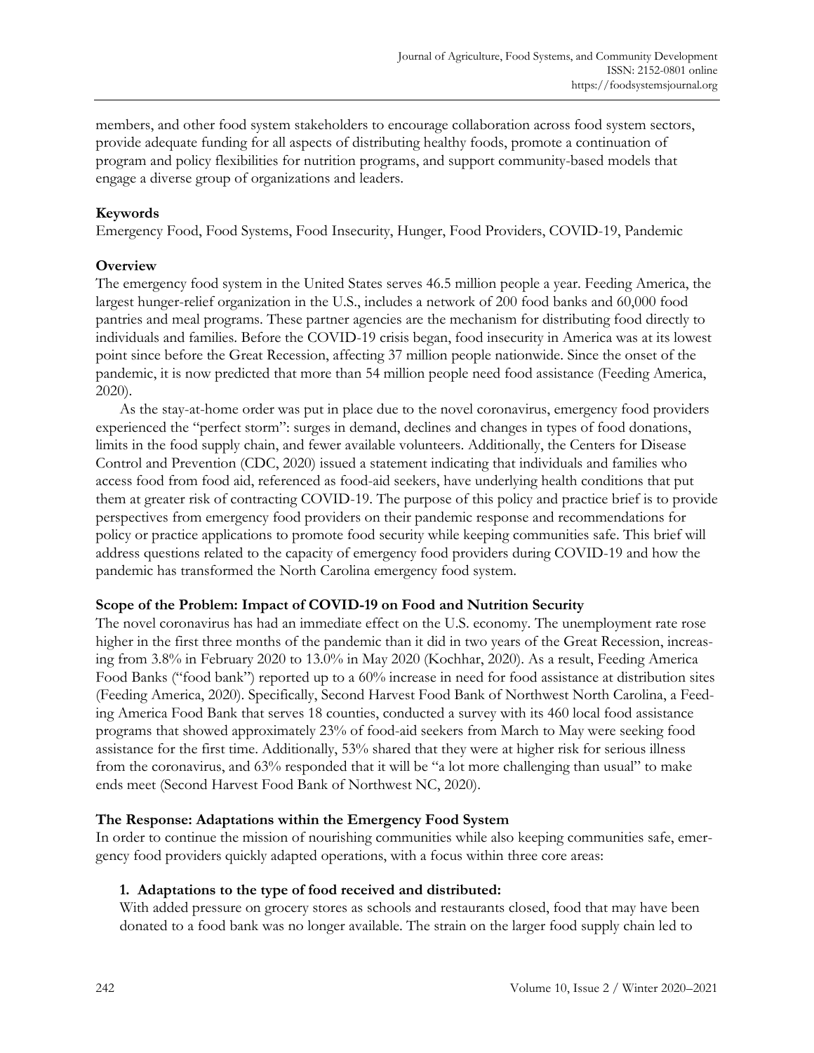members, and other food system stakeholders to encourage collaboration across food system sectors, provide adequate funding for all aspects of distributing healthy foods, promote a continuation of program and policy flexibilities for nutrition programs, and support community-based models that engage a diverse group of organizations and leaders.

**Keywords**

Emergency Food, Food Systems, Food Insecurity, Hunger, Food Providers, COVID-19, Pandemic

**Overview**

The emergency food system in the United States serves 46.5 million people a year. Feeding America, the largest hunger-relief organization in the U.S., includes a network of 200 food banks and 60,000 food pantries and meal programs. These partner agencies are the mechanism for distributing food directly to individuals and families. Before the COVID-19 crisis began, food insecurity in America was at its lowest point since before the Great Recession, affecting 37 million people nationwide. Since the onset of the pandemic, it is now predicted that more than 54 million people need food assistance (Feeding America, 2020).

As the stay-at-home order was put in place due to the novel coronavirus, emergency food providers experienced the "perfect storm": surges in demand, declines and changes in types of food donations, limits in the food supply chain, and fewer available volunteers. Additionally, the Centers for Disease Control and Prevention (CDC, 2020) issued a statement indicating that individuals and families who access food from food aid, referenced as food-aid seekers, have underlying health conditions that put them at greater risk of contracting COVID-19. The purpose of this policy and practice brief is to provide perspectives from emergency food providers on their pandemic response and recommendations for policy or practice applications to promote food security while keeping communities safe. This brief will address questions related to the capacity of emergency food providers during COVID-19 and how the pandemic has transformed the North Carolina emergency food system.

**Scope of the Problem: Impact of COVID-19 on Food and Nutrition Security**

The novel coronavirus has had an immediate effect on the U.S. economy. The unemployment rate rose higher in the first three months of the pandemic than it did in two years of the Great Recession, increasing from 3.8% in February 2020 to 13.0% in May 2020 (Kochhar, 2020). As a result, Feeding America Food Banks ("food bank") reported up to a 60% increase in need for food assistance at distribution sites (Feeding America, 2020). Specifically, Second Harvest Food Bank of Northwest North Carolina, a Feeding America Food Bank that serves 18 counties, conducted a survey with its 460 local food assistance programs that showed approximately 23% of food-aid seekers from March to May were seeking food assistance for the first time. Additionally, 53% shared that they were at higher risk for serious illness from the coronavirus, and 63% responded that it will be "a lot more challenging than usual" to make ends meet (Second Harvest Food Bank of Northwest NC, 2020).

**The Response: Adaptations within the Emergency Food System**

In order to continue the mission of nourishing communities while also keeping communities safe, emergency food providers quickly adapted operations, with a focus within three core areas:

1. **Adaptations to the type of food received and distributed:**

   With added pressure on grocery stores as schools and restaurants closed, food that may have been donated to a food bank was no longer available. The strain on the larger food supply chain led to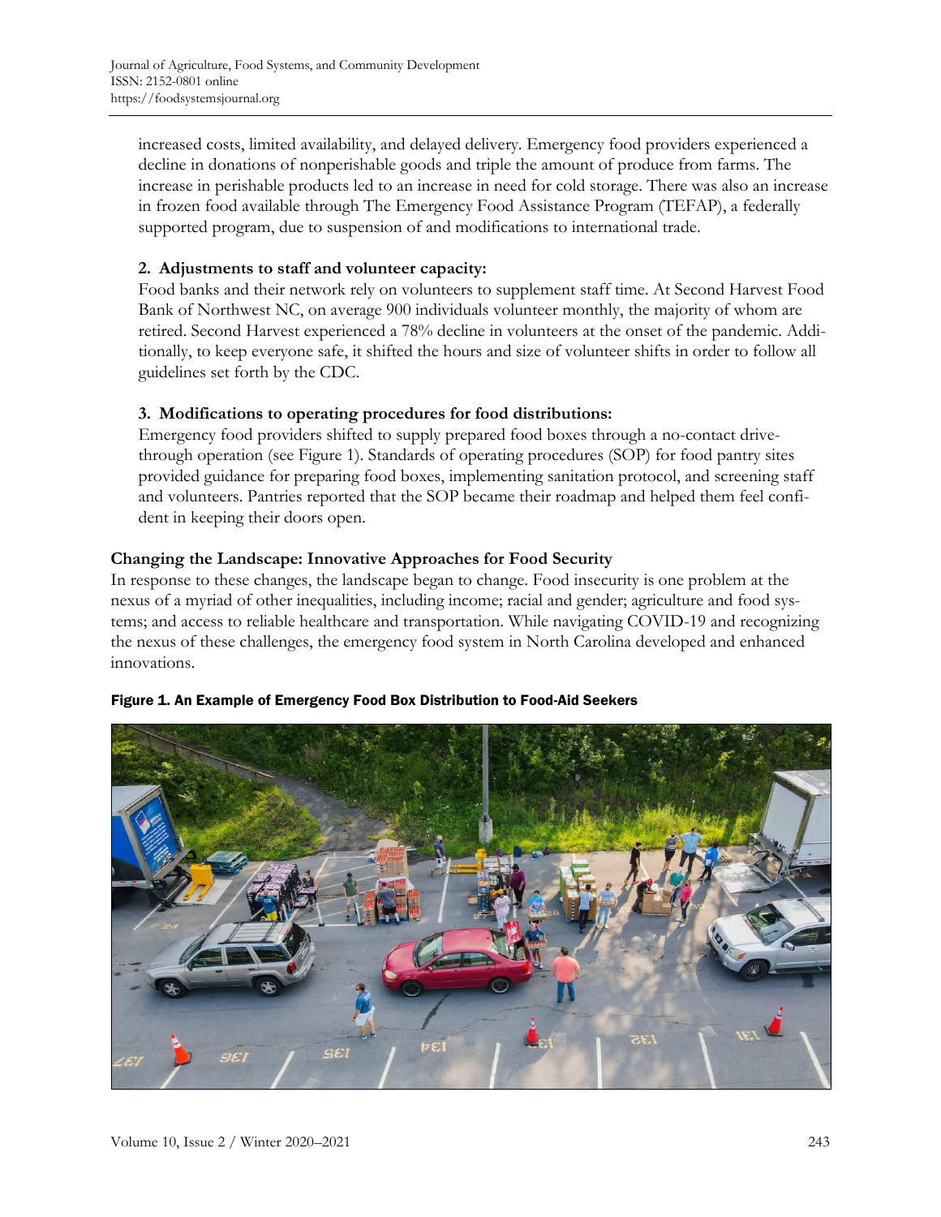increased costs, limited availability, and delayed delivery. Emergency food providers experienced a decline in donations of nonperishable goods and triple the amount of produce from farms. The increase in perishable products led to an increase in need for cold storage. There was also an increase in frozen food available through The Emergency Food Assistance Program (TEFAP), a federally supported program, due to suspension of and modifications to international trade.

2. **Adjustments to staff and volunteer capacity:**
   Food banks and their network rely on volunteers to supplement staff time. At Second Harvest Food Bank of Northwest NC, on average 900 individuals volunteer monthly, the majority of whom are retired. Second Harvest experienced a 78% decline in volunteers at the onset of the pandemic. Additionally, to keep everyone safe, it shifted the hours and size of volunteer shifts in order to follow all guidelines set forth by the CDC.

3. **Modifications to operating procedures for food distributions:**
   Emergency food providers shifted to supply prepared food boxes through a no-contact drive-through operation (see Figure 1). Standards of operating procedures (SOP) for food pantry sites provided guidance for preparing food boxes, implementing sanitation protocol, and screening staff and volunteers. Pantries reported that the SOP became their roadmap and helped them feel confident in keeping their doors open.

## Changing the Landscape: Innovative Approaches for Food Security

In response to these changes, the landscape began to change. Food insecurity is one problem at the nexus of a myriad of other inequalities, including income; racial and gender; agriculture and food systems; and access to reliable healthcare and transportation. While navigating COVID-19 and recognizing the nexus of these challenges, the emergency food system in North Carolina developed and enhanced innovations.

**Figure 1. An Example of Emergency Food Box Distribution to Food-Aid Seekers**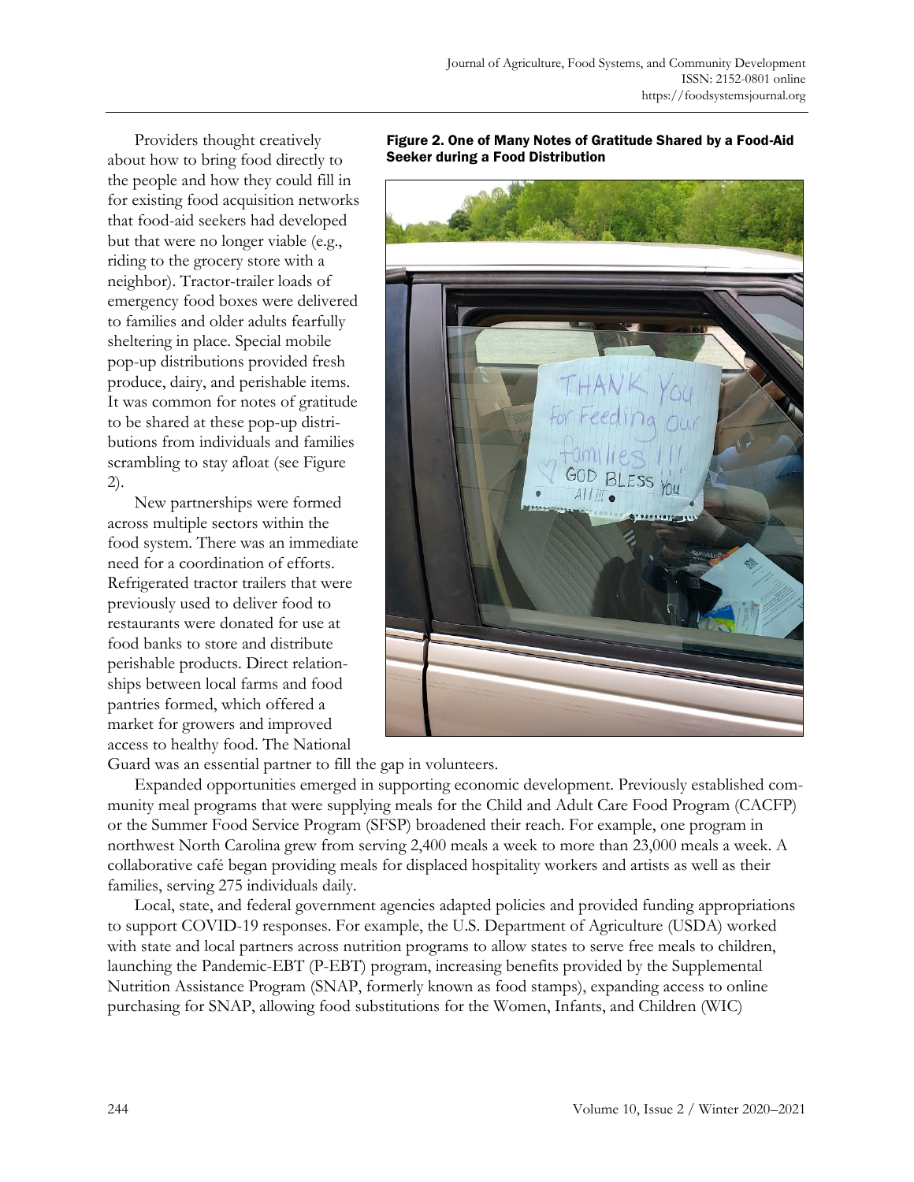Providers thought creatively about how to bring food directly to the people and how they could fill in for existing food acquisition networks that food-aid seekers had developed but that were no longer viable (e.g., riding to the grocery store with a neighbor). Tractor-trailer loads of emergency food boxes were delivered to families and older adults fearfully sheltering in place. Special mobile pop-up distributions provided fresh produce, dairy, and perishable items. It was common for notes of gratitude to be shared at these pop-up distributions from individuals and families scrambling to stay afloat (see Figure 2).

**Figure 2. One of Many Notes of Gratitude Shared by a Food-Aid Seeker during a Food Distribution**

New partnerships were formed across multiple sectors within the food system. There was an immediate need for a coordination of efforts. Refrigerated tractor trailers that were previously used to deliver food to restaurants were donated for use at food banks to store and distribute perishable products. Direct relationships between local farms and food pantries formed, which offered a market for growers and improved access to healthy food. The National Guard was an essential partner to fill the gap in volunteers.

Expanded opportunities emerged in supporting economic development. Previously established community meal programs that were supplying meals for the Child and Adult Care Food Program (CACFP) or the Summer Food Service Program (SFSP) broadened their reach. For example, one program in northwest North Carolina grew from serving 2,400 meals a week to more than 23,000 meals a week. A collaborative café began providing meals for displaced hospitality workers and artists as well as their families, serving 275 individuals daily.

Local, state, and federal government agencies adapted policies and provided funding appropriations to support COVID-19 responses. For example, the U.S. Department of Agriculture (USDA) worked with state and local partners across nutrition programs to allow states to serve free meals to children, launching the Pandemic-EBT (P-EBT) program, increasing benefits provided by the Supplemental Nutrition Assistance Program (SNAP, formerly known as food stamps), expanding access to online purchasing for SNAP, allowing food substitutions for the Women, Infants, and Children (WIC)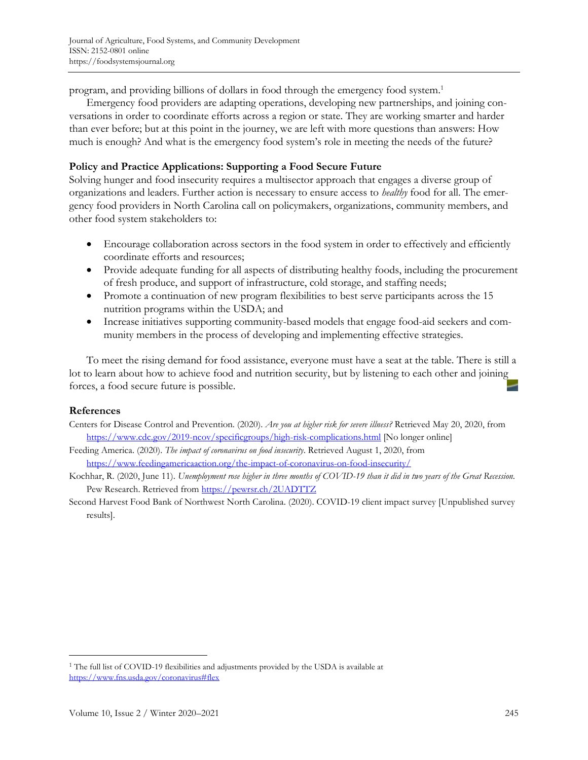program, and providing billions of dollars in food through the emergency food system.[1]

Emergency food providers are adapting operations, developing new partnerships, and joining conversations in order to coordinate efforts across a region or state. They are working smarter and harder than ever before; but at this point in the journey, we are left with more questions than answers: How much is enough? And what is the emergency food system's role in meeting the needs of the future?

### Policy and Practice Applications: Supporting a Food Secure Future

Solving hunger and food insecurity requires a multisector approach that engages a diverse group of organizations and leaders. Further action is necessary to ensure access to *healthy* food for all. The emergency food providers in North Carolina call on policymakers, organizations, community members, and other food system stakeholders to:

- Encourage collaboration across sectors in the food system in order to effectively and efficiently coordinate efforts and resources;
- Provide adequate funding for all aspects of distributing healthy foods, including the procurement of fresh produce, and support of infrastructure, cold storage, and staffing needs;
- Promote a continuation of new program flexibilities to best serve participants across the 15 nutrition programs within the USDA; and
- Increase initiatives supporting community-based models that engage food-aid seekers and community members in the process of developing and implementing effective strategies.

To meet the rising demand for food assistance, everyone must have a seat at the table. There is still a lot to learn about how to achieve food and nutrition security, but by listening to each other and joining forces, a food secure future is possible.

### References

Centers for Disease Control and Prevention. (2020). *Are you at higher risk for severe illness?* Retrieved May 20, 2020, from https://www.cdc.gov/2019-ncov/specificgroups/high-risk-complications.html [No longer online]

Feeding America. (2020). *The impact of coronavirus on food insecurity*. Retrieved August 1, 2020, from https://www.feedingamericaaction.org/the-impact-of-coronavirus-on-food-insecurity/

Kochhar, R. (2020, June 11). *Unemployment rose higher in three months of COVID-19 than it did in two years of the Great Recession.* Pew Research. Retrieved from https://pewrsr.ch/2UADTTZ

Second Harvest Food Bank of Northwest North Carolina. (2020). COVID-19 client impact survey [Unpublished survey results].

---

[1] The full list of COVID-19 flexibilities and adjustments provided by the USDA is available at https://www.fns.usda.gov/coronavirus#flex